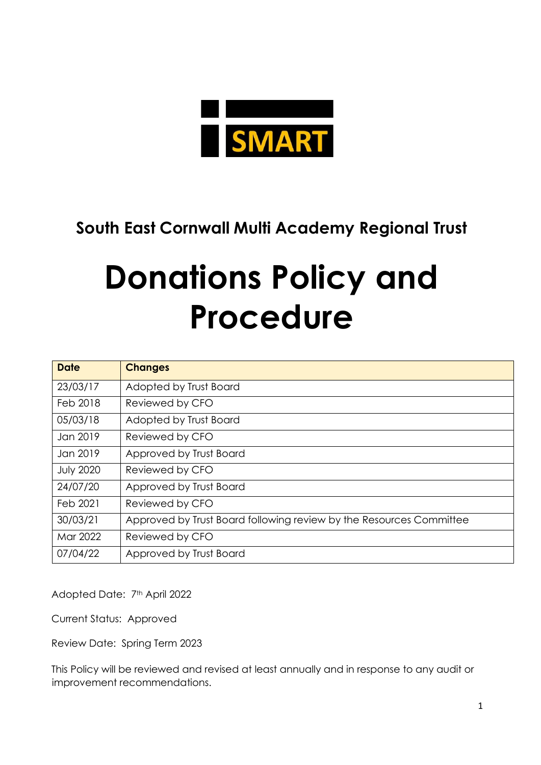SMART

## South East Cornwall Multi Academy Regional Trust

# Donations Policy and Procedure

| Date | Changes |
| --- | --- |
| 23/03/17 | Adopted by Trust Board |
| Feb 2018 | Reviewed by CFO |
| 05/03/18 | Adopted by Trust Board |
| Jan 2019 | Reviewed by CFO |
| Jan 2019 | Approved by Trust Board |
| July 2020 | Reviewed by CFO |
| 24/07/20 | Approved by Trust Board |
| Feb 2021 | Reviewed by CFO |
| 30/03/21 | Approved by Trust Board following review by the Resources Committee |
| Mar 2022 | Reviewed by CFO |
| 07/04/22 | Approved by Trust Board |

Adopted Date: 7th April 2022

Current Status: Approved

Review Date: Spring Term 2023

This Policy will be reviewed and revised at least annually and in response to any audit or improvement recommendations.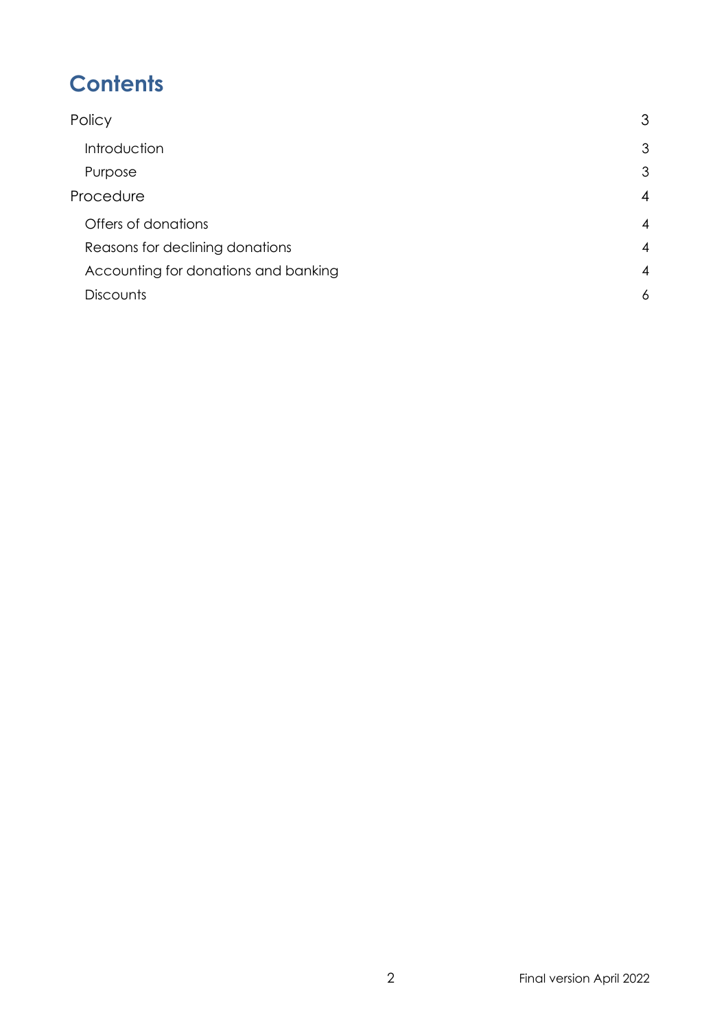# Contents

| | |
|---|---|
| Policy | 3 |
| Introduction | 3 |
| Purpose | 3 |
| Procedure | 4 |
| Offers of donations | 4 |
| Reasons for declining donations | 4 |
| Accounting for donations and banking | 4 |
| Discounts | 6 |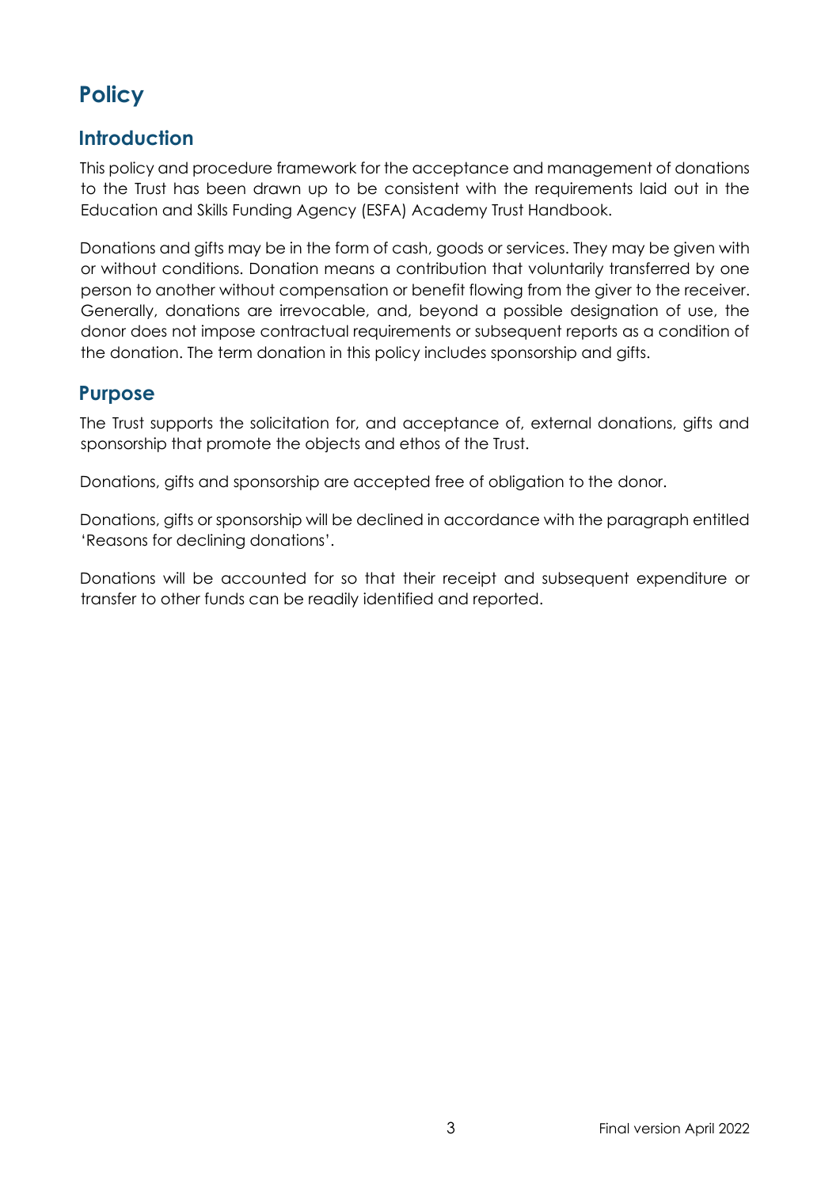# Policy

## Introduction

This policy and procedure framework for the acceptance and management of donations to the Trust has been drawn up to be consistent with the requirements laid out in the Education and Skills Funding Agency (ESFA) Academy Trust Handbook.

Donations and gifts may be in the form of cash, goods or services. They may be given with or without conditions. Donation means a contribution that voluntarily transferred by one person to another without compensation or benefit flowing from the giver to the receiver. Generally, donations are irrevocable, and, beyond a possible designation of use, the donor does not impose contractual requirements or subsequent reports as a condition of the donation. The term donation in this policy includes sponsorship and gifts.

## Purpose

The Trust supports the solicitation for, and acceptance of, external donations, gifts and sponsorship that promote the objects and ethos of the Trust.

Donations, gifts and sponsorship are accepted free of obligation to the donor.

Donations, gifts or sponsorship will be declined in accordance with the paragraph entitled 'Reasons for declining donations'.

Donations will be accounted for so that their receipt and subsequent expenditure or transfer to other funds can be readily identified and reported.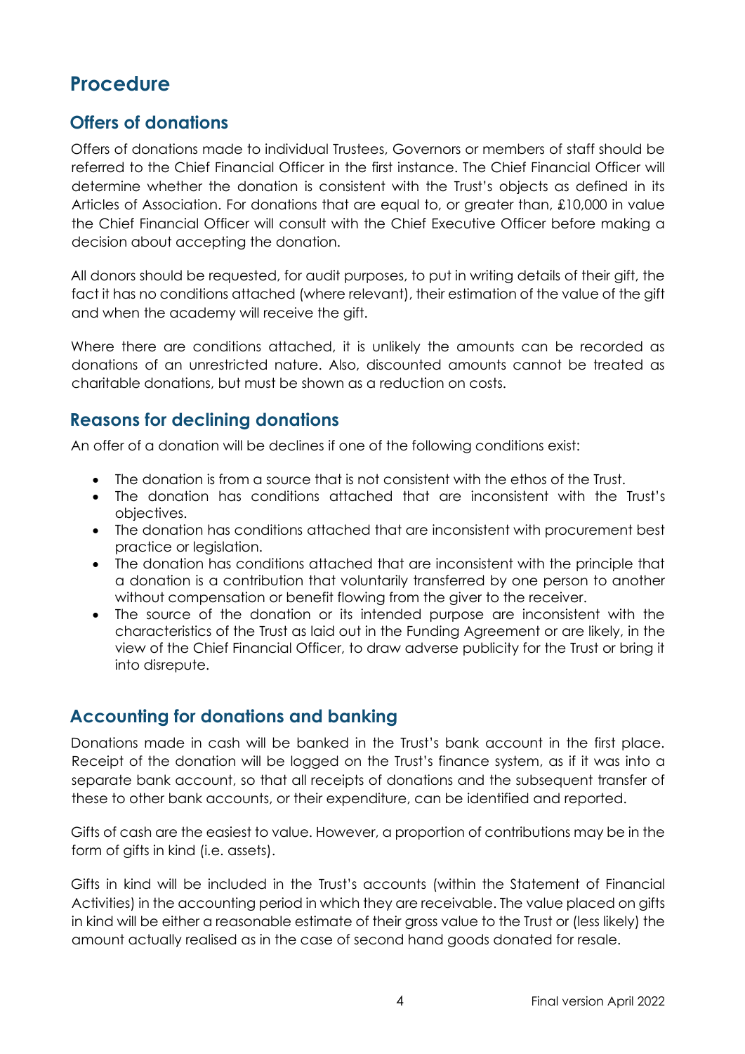# Procedure

## Offers of donations

Offers of donations made to individual Trustees, Governors or members of staff should be referred to the Chief Financial Officer in the first instance. The Chief Financial Officer will determine whether the donation is consistent with the Trust's objects as defined in its Articles of Association. For donations that are equal to, or greater than, £10,000 in value the Chief Financial Officer will consult with the Chief Executive Officer before making a decision about accepting the donation.

All donors should be requested, for audit purposes, to put in writing details of their gift, the fact it has no conditions attached (where relevant), their estimation of the value of the gift and when the academy will receive the gift.

Where there are conditions attached, it is unlikely the amounts can be recorded as donations of an unrestricted nature. Also, discounted amounts cannot be treated as charitable donations, but must be shown as a reduction on costs.

## Reasons for declining donations

An offer of a donation will be declines if one of the following conditions exist:

- The donation is from a source that is not consistent with the ethos of the Trust.
- The donation has conditions attached that are inconsistent with the Trust's objectives.
- The donation has conditions attached that are inconsistent with procurement best practice or legislation.
- The donation has conditions attached that are inconsistent with the principle that a donation is a contribution that voluntarily transferred by one person to another without compensation or benefit flowing from the giver to the receiver.
- The source of the donation or its intended purpose are inconsistent with the characteristics of the Trust as laid out in the Funding Agreement or are likely, in the view of the Chief Financial Officer, to draw adverse publicity for the Trust or bring it into disrepute.

## Accounting for donations and banking

Donations made in cash will be banked in the Trust's bank account in the first place. Receipt of the donation will be logged on the Trust's finance system, as if it was into a separate bank account, so that all receipts of donations and the subsequent transfer of these to other bank accounts, or their expenditure, can be identified and reported.

Gifts of cash are the easiest to value. However, a proportion of contributions may be in the form of gifts in kind (i.e. assets).

Gifts in kind will be included in the Trust's accounts (within the Statement of Financial Activities) in the accounting period in which they are receivable. The value placed on gifts in kind will be either a reasonable estimate of their gross value to the Trust or (less likely) the amount actually realised as in the case of second hand goods donated for resale.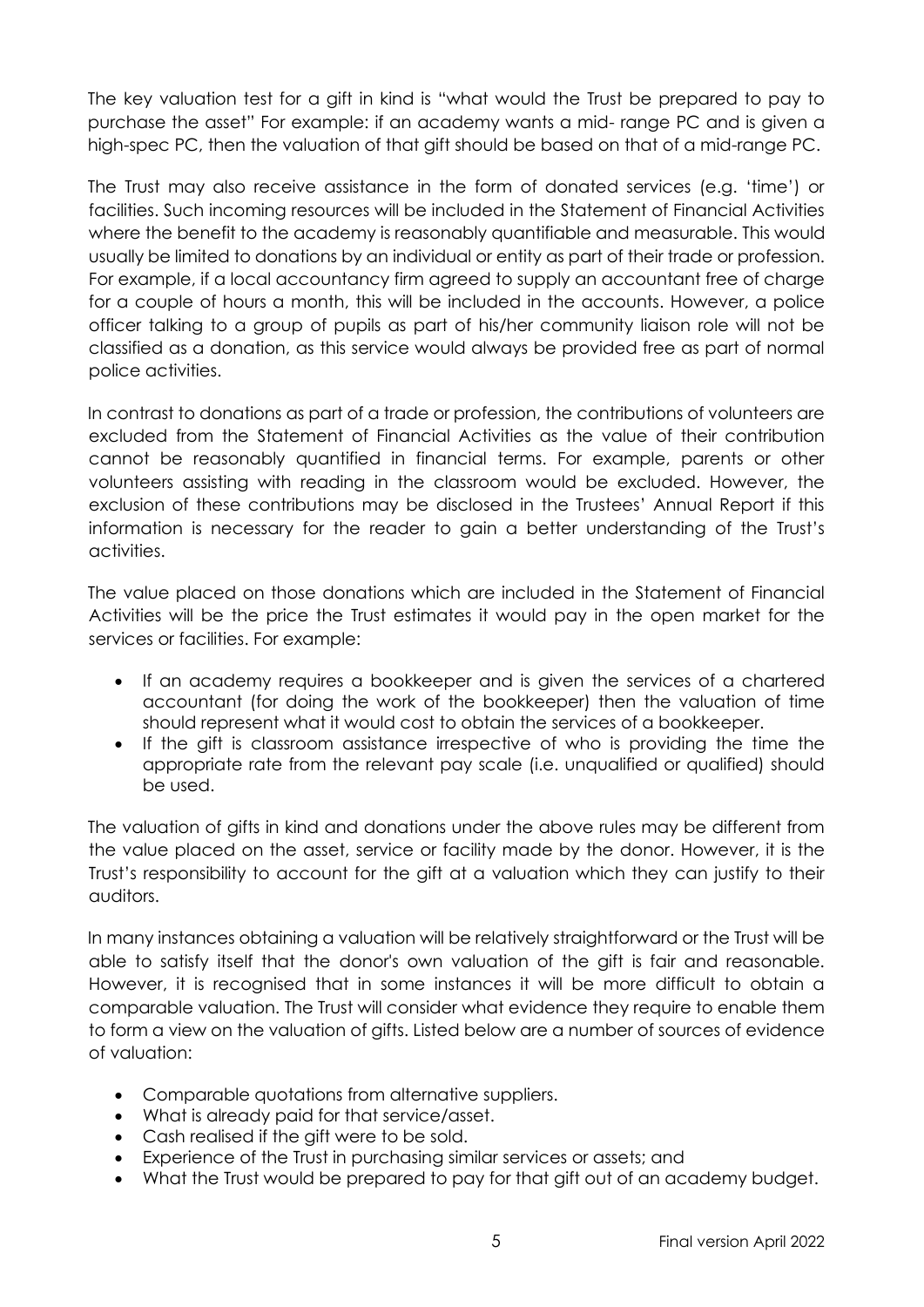The key valuation test for a gift in kind is "what would the Trust be prepared to pay to purchase the asset" For example: if an academy wants a mid- range PC and is given a high-spec PC, then the valuation of that gift should be based on that of a mid-range PC.

The Trust may also receive assistance in the form of donated services (e.g. 'time') or facilities. Such incoming resources will be included in the Statement of Financial Activities where the benefit to the academy is reasonably quantifiable and measurable. This would usually be limited to donations by an individual or entity as part of their trade or profession. For example, if a local accountancy firm agreed to supply an accountant free of charge for a couple of hours a month, this will be included in the accounts. However, a police officer talking to a group of pupils as part of his/her community liaison role will not be classified as a donation, as this service would always be provided free as part of normal police activities.

In contrast to donations as part of a trade or profession, the contributions of volunteers are excluded from the Statement of Financial Activities as the value of their contribution cannot be reasonably quantified in financial terms. For example, parents or other volunteers assisting with reading in the classroom would be excluded. However, the exclusion of these contributions may be disclosed in the Trustees' Annual Report if this information is necessary for the reader to gain a better understanding of the Trust's activities.

The value placed on those donations which are included in the Statement of Financial Activities will be the price the Trust estimates it would pay in the open market for the services or facilities. For example:

- If an academy requires a bookkeeper and is given the services of a chartered accountant (for doing the work of the bookkeeper) then the valuation of time should represent what it would cost to obtain the services of a bookkeeper.
- If the gift is classroom assistance irrespective of who is providing the time the appropriate rate from the relevant pay scale (i.e. unqualified or qualified) should be used.

The valuation of gifts in kind and donations under the above rules may be different from the value placed on the asset, service or facility made by the donor. However, it is the Trust's responsibility to account for the gift at a valuation which they can justify to their auditors.

In many instances obtaining a valuation will be relatively straightforward or the Trust will be able to satisfy itself that the donor's own valuation of the gift is fair and reasonable. However, it is recognised that in some instances it will be more difficult to obtain a comparable valuation. The Trust will consider what evidence they require to enable them to form a view on the valuation of gifts. Listed below are a number of sources of evidence of valuation:

- Comparable quotations from alternative suppliers.
- What is already paid for that service/asset.
- Cash realised if the gift were to be sold.
- Experience of the Trust in purchasing similar services or assets; and
- What the Trust would be prepared to pay for that gift out of an academy budget.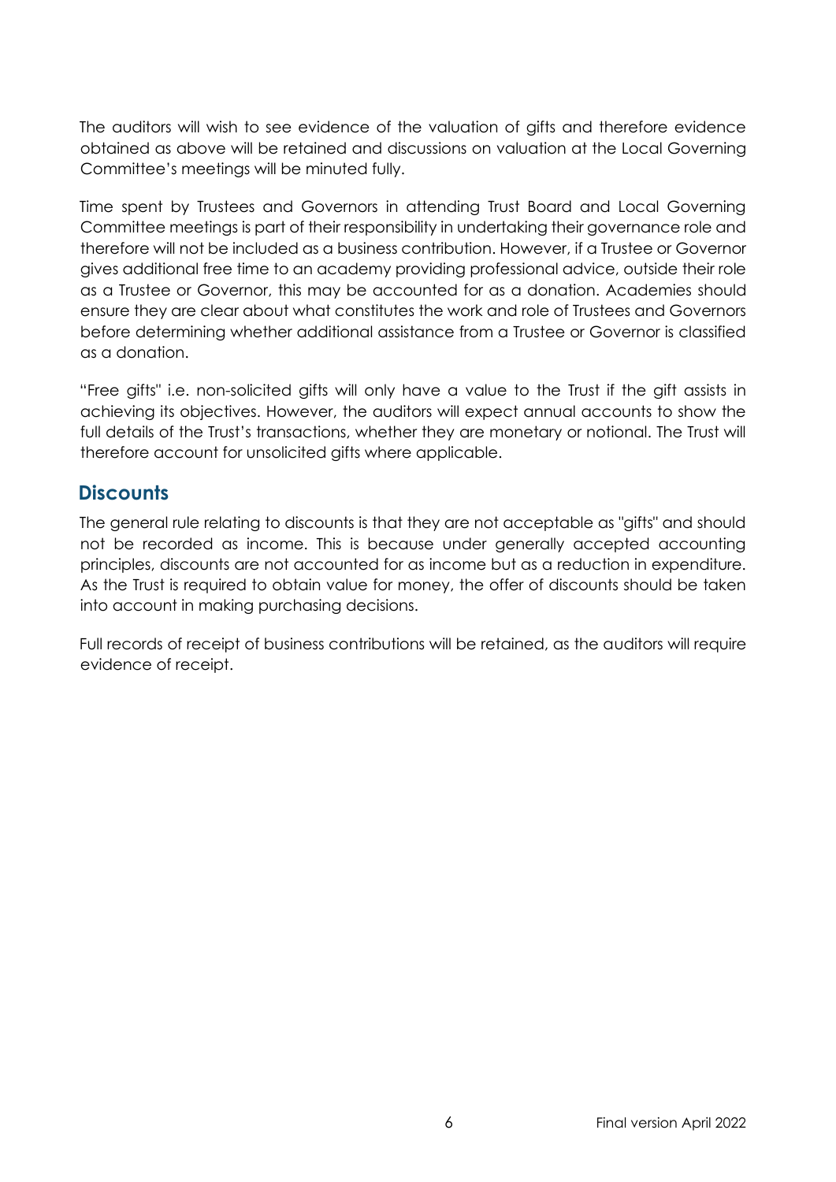The auditors will wish to see evidence of the valuation of gifts and therefore evidence obtained as above will be retained and discussions on valuation at the Local Governing Committee's meetings will be minuted fully.

Time spent by Trustees and Governors in attending Trust Board and Local Governing Committee meetings is part of their responsibility in undertaking their governance role and therefore will not be included as a business contribution. However, if a Trustee or Governor gives additional free time to an academy providing professional advice, outside their role as a Trustee or Governor, this may be accounted for as a donation. Academies should ensure they are clear about what constitutes the work and role of Trustees and Governors before determining whether additional assistance from a Trustee or Governor is classified as a donation.

"Free gifts" i.e. non-solicited gifts will only have a value to the Trust if the gift assists in achieving its objectives. However, the auditors will expect annual accounts to show the full details of the Trust's transactions, whether they are monetary or notional. The Trust will therefore account for unsolicited gifts where applicable.

## Discounts

The general rule relating to discounts is that they are not acceptable as "gifts" and should not be recorded as income. This is because under generally accepted accounting principles, discounts are not accounted for as income but as a reduction in expenditure. As the Trust is required to obtain value for money, the offer of discounts should be taken into account in making purchasing decisions.

Full records of receipt of business contributions will be retained, as the auditors will require evidence of receipt.